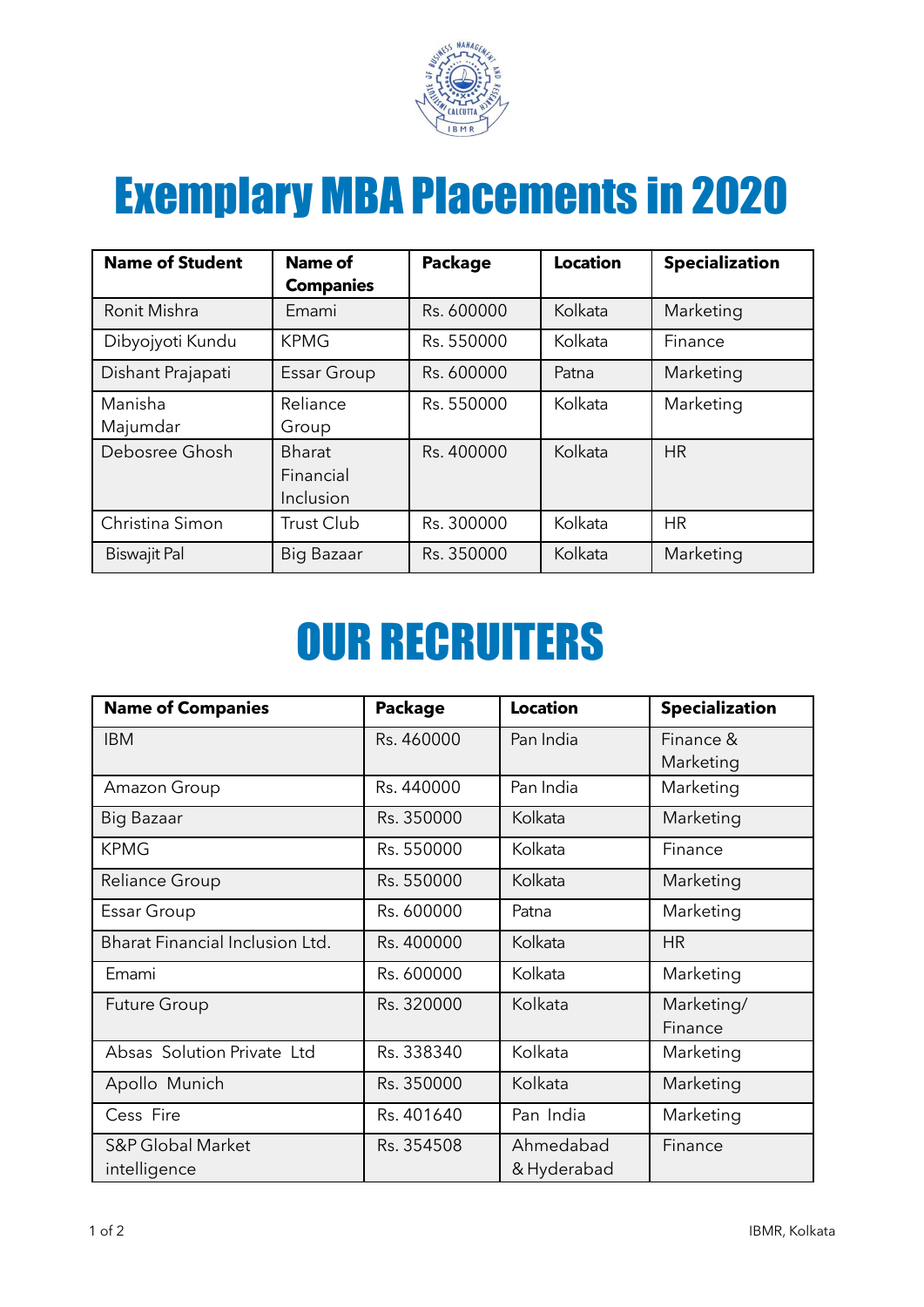# Exemplary MBA Placements in 2020

| Name of Student | Name of Companies | Package | Location | Specialization |
|---|---|---|---|---|
| Ronit Mishra | Emami | Rs. 600000 | Kolkata | Marketing |
| Dibyojyoti Kundu | KPMG | Rs. 550000 | Kolkata | Finance |
| Dishant Prajapati | Essar Group | Rs. 600000 | Patna | Marketing |
| Manisha Majumdar | Reliance Group | Rs. 550000 | Kolkata | Marketing |
| Debosree Ghosh | Bharat Financial Inclusion | Rs. 400000 | Kolkata | HR |
| Christina Simon | Trust Club | Rs. 300000 | Kolkata | HR |
| Biswajit Pal | Big Bazaar | Rs. 350000 | Kolkata | Marketing |

# OUR RECRUITERS

| Name of Companies | Package | Location | Specialization |
|---|---|---|---|
| IBM | Rs. 460000 | Pan India | Finance & Marketing |
| Amazon Group | Rs. 440000 | Pan India | Marketing |
| Big Bazaar | Rs. 350000 | Kolkata | Marketing |
| KPMG | Rs. 550000 | Kolkata | Finance |
| Reliance Group | Rs. 550000 | Kolkata | Marketing |
| Essar Group | Rs. 600000 | Patna | Marketing |
| Bharat Financial Inclusion Ltd. | Rs. 400000 | Kolkata | HR |
| Emami | Rs. 600000 | Kolkata | Marketing |
| Future Group | Rs. 320000 | Kolkata | Marketing/ Finance |
| Absas Solution Private Ltd | Rs. 338340 | Kolkata | Marketing |
| Apollo Munich | Rs. 350000 | Kolkata | Marketing |
| Cess Fire | Rs. 401640 | Pan India | Marketing |
| S&P Global Market intelligence | Rs. 354508 | Ahmedabad & Hyderabad | Finance |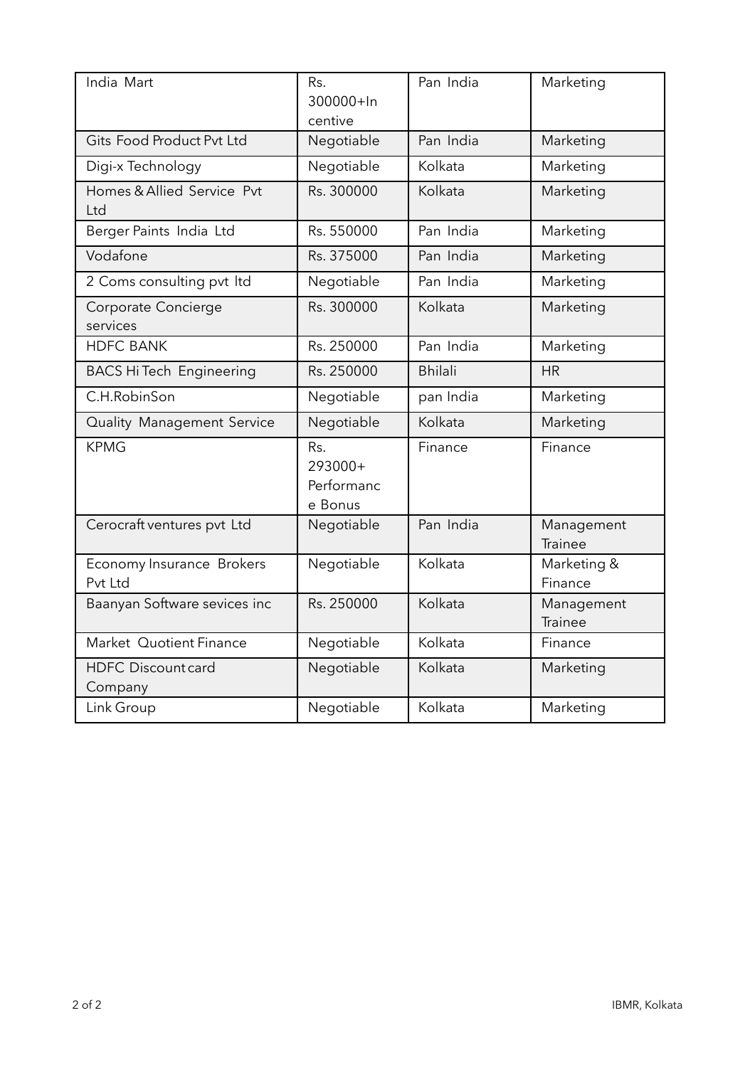| | | | |
|---|---|---|---|
| India Mart | Rs. 300000+Incentive | Pan India | Marketing |
| Gits Food Product Pvt Ltd | Negotiable | Pan India | Marketing |
| Digi-x Technology | Negotiable | Kolkata | Marketing |
| Homes & Allied Service Pvt Ltd | Rs. 300000 | Kolkata | Marketing |
| Berger Paints India Ltd | Rs. 550000 | Pan India | Marketing |
| Vodafone | Rs. 375000 | Pan India | Marketing |
| 2 Coms consulting pvt ltd | Negotiable | Pan India | Marketing |
| Corporate Concierge services | Rs. 300000 | Kolkata | Marketing |
| HDFC BANK | Rs. 250000 | Pan India | Marketing |
| BACS Hi Tech Engineering | Rs. 250000 | Bhilali | HR |
| C.H.RobinSon | Negotiable | pan India | Marketing |
| Quality Management Service | Negotiable | Kolkata | Marketing |
| KPMG | Rs. 293000+ Performance Bonus | Finance | Finance |
| Cerocraft ventures pvt Ltd | Negotiable | Pan India | Management Trainee |
| Economy Insurance Brokers Pvt Ltd | Negotiable | Kolkata | Marketing & Finance |
| Baanyan Software sevices inc | Rs. 250000 | Kolkata | Management Trainee |
| Market Quotient Finance | Negotiable | Kolkata | Finance |
| HDFC Discount card Company | Negotiable | Kolkata | Marketing |
| Link Group | Negotiable | Kolkata | Marketing |